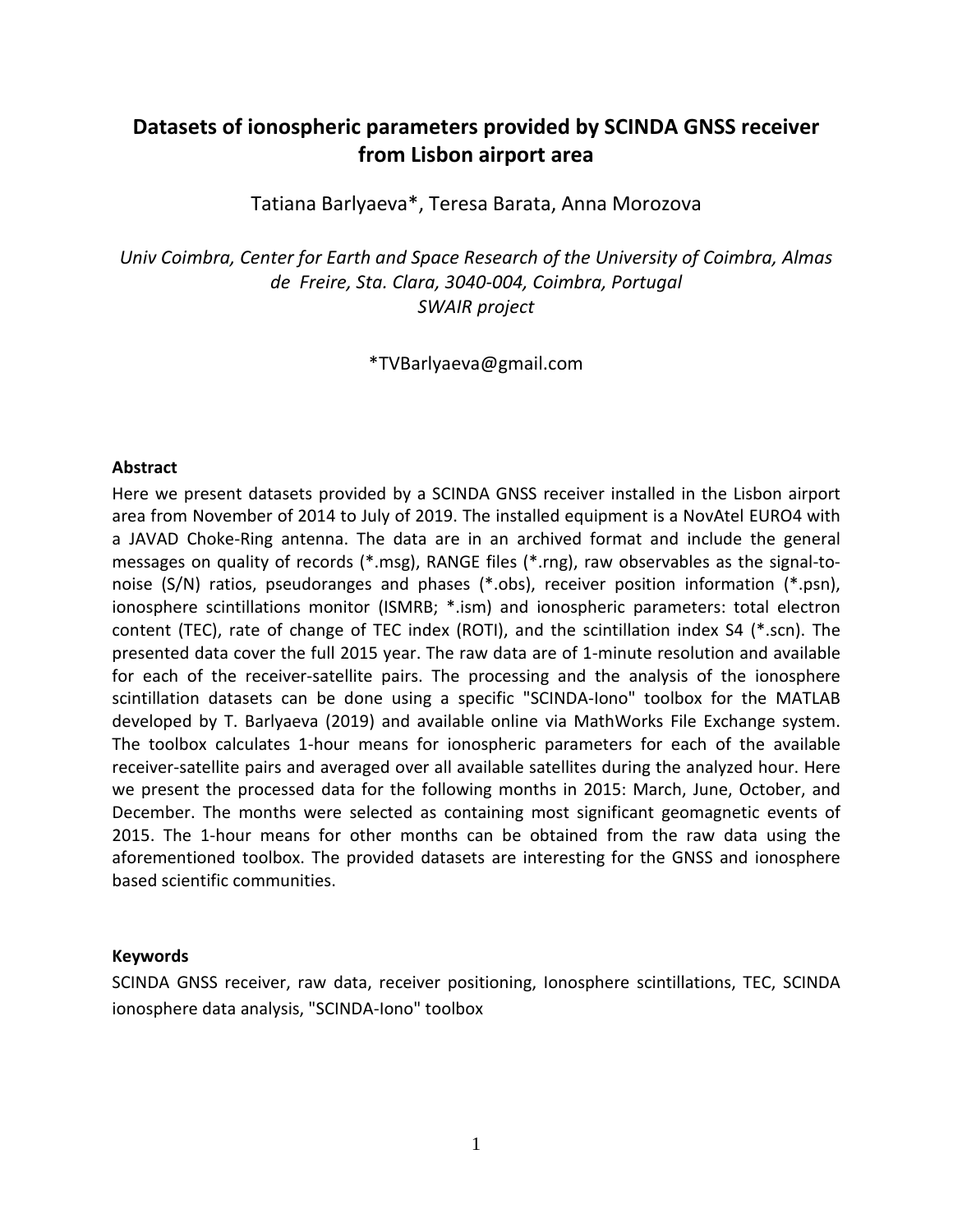# Datasets of ionospheric parameters provided by SCINDA GNSS receiver from Lisbon airport area

Tatiana Barlyaeva*, Teresa Barata, Anna Morozova

*Univ Coimbra, Center for Earth and Space Research of the University of Coimbra, Almas de Freire, Sta. Clara, 3040-004, Coimbra, Portugal*
*SWAIR project*

*TVBarlyaeva@gmail.com

### Abstract

Here we present datasets provided by a SCINDA GNSS receiver installed in the Lisbon airport area from November of 2014 to July of 2019. The installed equipment is a NovAtel EURO4 with a JAVAD Choke-Ring antenna. The data are in an archived format and include the general messages on quality of records (*.msg), RANGE files (*.rng), raw observables as the signal-to-noise (S/N) ratios, pseudoranges and phases (*.obs), receiver position information (*.psn), ionosphere scintillations monitor (ISMRB; *.ism) and ionospheric parameters: total electron content (TEC), rate of change of TEC index (ROTI), and the scintillation index S4 (*.scn). The presented data cover the full 2015 year. The raw data are of 1-minute resolution and available for each of the receiver-satellite pairs. The processing and the analysis of the ionosphere scintillation datasets can be done using a specific "SCINDA-Iono" toolbox for the MATLAB developed by T. Barlyaeva (2019) and available online via MathWorks File Exchange system. The toolbox calculates 1-hour means for ionospheric parameters for each of the available receiver-satellite pairs and averaged over all available satellites during the analyzed hour. Here we present the processed data for the following months in 2015: March, June, October, and December. The months were selected as containing most significant geomagnetic events of 2015. The 1-hour means for other months can be obtained from the raw data using the aforementioned toolbox. The provided datasets are interesting for the GNSS and ionosphere based scientific communities.

### Keywords

SCINDA GNSS receiver, raw data, receiver positioning, Ionosphere scintillations, TEC, SCINDA ionosphere data analysis, "SCINDA-Iono" toolbox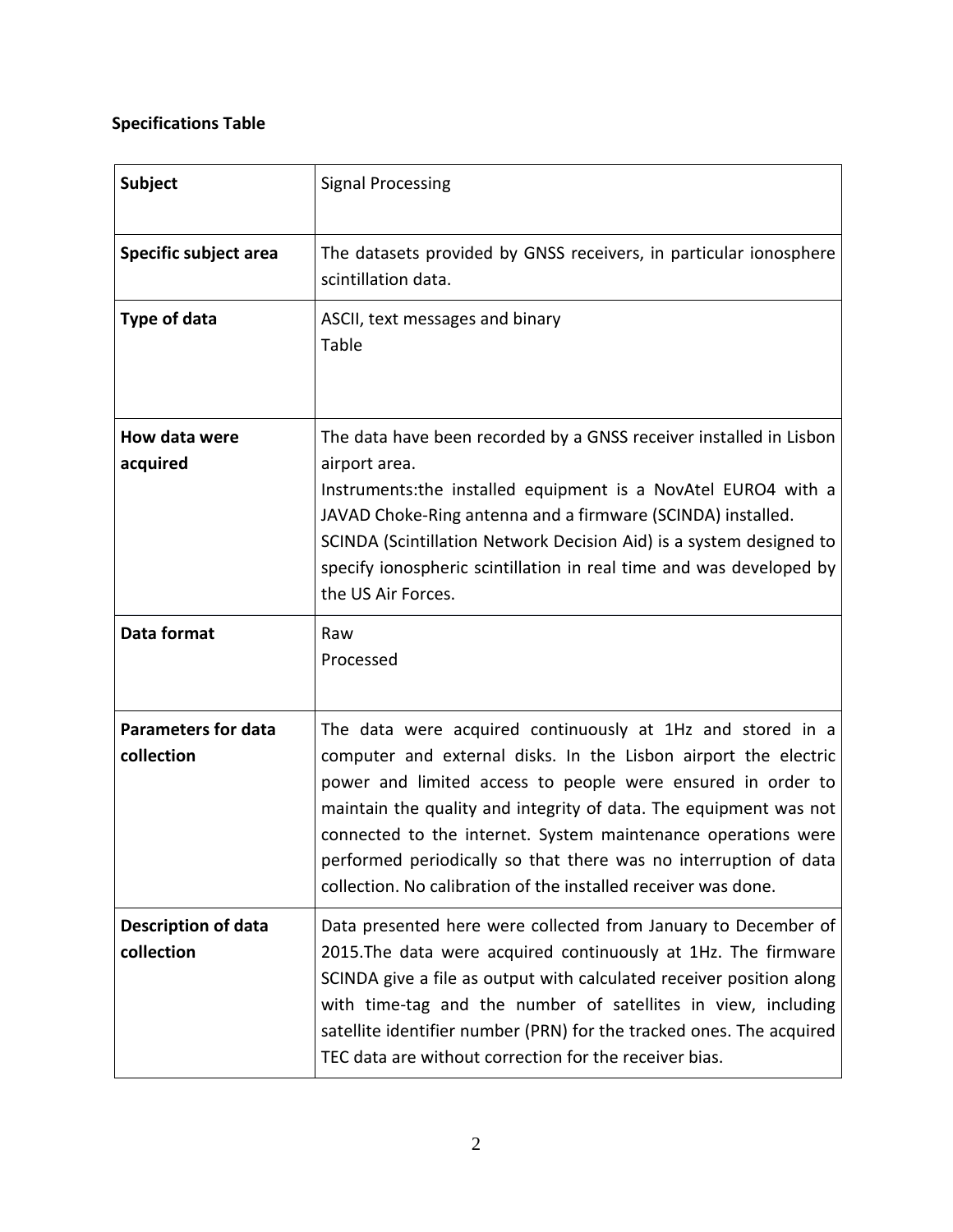**Specifications Table**

| | |
|---|---|
| **Subject** | Signal Processing |
| **Specific subject area** | The datasets provided by GNSS receivers, in particular ionosphere scintillation data. |
| **Type of data** | ASCII, text messages and binary<br>Table |
| **How data were acquired** | The data have been recorded by a GNSS receiver installed in Lisbon airport area.<br>Instruments:the installed equipment is a NovAtel EURO4 with a JAVAD Choke-Ring antenna and a firmware (SCINDA) installed.<br>SCINDA (Scintillation Network Decision Aid) is a system designed to specify ionospheric scintillation in real time and was developed by the US Air Forces. |
| **Data format** | Raw<br>Processed |
| **Parameters for data collection** | The data were acquired continuously at 1Hz and stored in a computer and external disks. In the Lisbon airport the electric power and limited access to people were ensured in order to maintain the quality and integrity of data. The equipment was not connected to the internet. System maintenance operations were performed periodically so that there was no interruption of data collection. No calibration of the installed receiver was done. |
| **Description of data collection** | Data presented here were collected from January to December of 2015.The data were acquired continuously at 1Hz. The firmware SCINDA give a file as output with calculated receiver position along with time-tag and the number of satellites in view, including satellite identifier number (PRN) for the tracked ones. The acquired TEC data are without correction for the receiver bias. |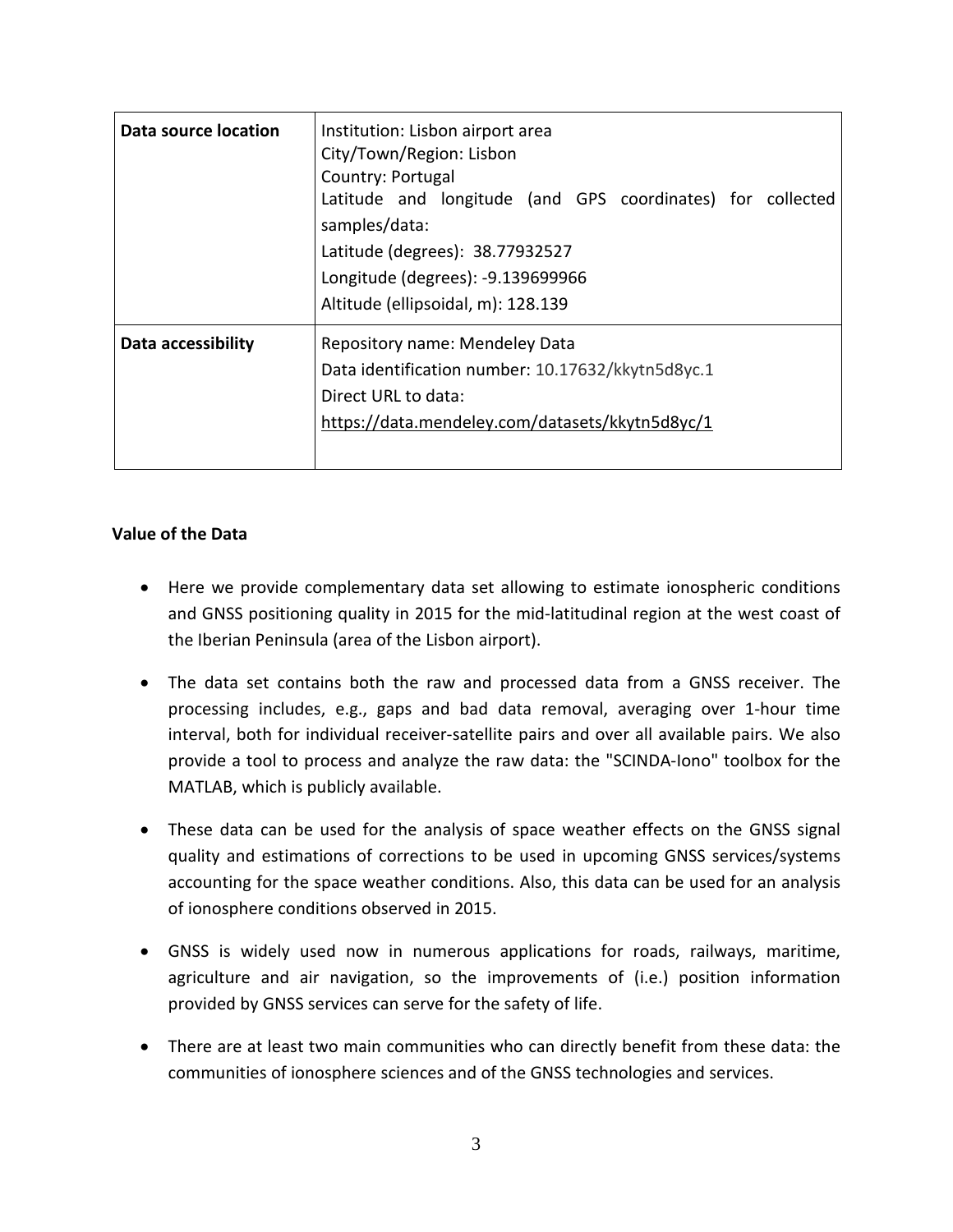| | |
|---|---|
| **Data source location** | Institution: Lisbon airport area<br>City/Town/Region: Lisbon<br>Country: Portugal<br>Latitude and longitude (and GPS coordinates) for collected samples/data:<br>Latitude (degrees): 38.77932527<br>Longitude (degrees): -9.139699966<br>Altitude (ellipsoidal, m): 128.139 |
| **Data accessibility** | Repository name: Mendeley Data<br>Data identification number: 10.17632/kkytn5d8yc.1<br>Direct URL to data:<br>https://data.mendeley.com/datasets/kkytn5d8yc/1 |

**Value of the Data**

- Here we provide complementary data set allowing to estimate ionospheric conditions and GNSS positioning quality in 2015 for the mid-latitudinal region at the west coast of the Iberian Peninsula (area of the Lisbon airport).
- The data set contains both the raw and processed data from a GNSS receiver. The processing includes, e.g., gaps and bad data removal, averaging over 1-hour time interval, both for individual receiver-satellite pairs and over all available pairs. We also provide a tool to process and analyze the raw data: the "SCINDA-Iono" toolbox for the MATLAB, which is publicly available.
- These data can be used for the analysis of space weather effects on the GNSS signal quality and estimations of corrections to be used in upcoming GNSS services/systems accounting for the space weather conditions. Also, this data can be used for an analysis of ionosphere conditions observed in 2015.
- GNSS is widely used now in numerous applications for roads, railways, maritime, agriculture and air navigation, so the improvements of (i.e.) position information provided by GNSS services can serve for the safety of life.
- There are at least two main communities who can directly benefit from these data: the communities of ionosphere sciences and of the GNSS technologies and services.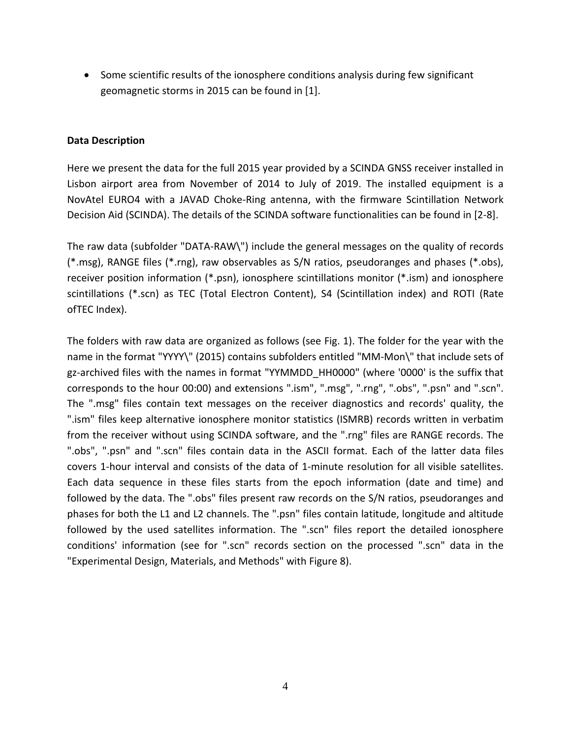- Some scientific results of the ionosphere conditions analysis during few significant geomagnetic storms in 2015 can be found in [1].

**Data Description**

Here we present the data for the full 2015 year provided by a SCINDA GNSS receiver installed in Lisbon airport area from November of 2014 to July of 2019. The installed equipment is a NovAtel EURO4 with a JAVAD Choke-Ring antenna, with the firmware Scintillation Network Decision Aid (SCINDA). The details of the SCINDA software functionalities can be found in [2-8].

The raw data (subfolder "DATA-RAW\") include the general messages on the quality of records (*.msg), RANGE files (*.rng), raw observables as S/N ratios, pseudoranges and phases (*.obs), receiver position information (*.psn), ionosphere scintillations monitor (*.ism) and ionosphere scintillations (*.scn) as TEC (Total Electron Content), S4 (Scintillation index) and ROTI (Rate ofTEC Index).

The folders with raw data are organized as follows (see Fig. 1). The folder for the year with the name in the format "YYYY\" (2015) contains subfolders entitled "MM-Mon\" that include sets of gz-archived files with the names in format "YYMMDD_HH0000" (where '0000' is the suffix that corresponds to the hour 00:00) and extensions ".ism", ".msg", ".rng", ".obs", ".psn" and ".scn". The ".msg" files contain text messages on the receiver diagnostics and records' quality, the ".ism" files keep alternative ionosphere monitor statistics (ISMRB) records written in verbatim from the receiver without using SCINDA software, and the ".rng" files are RANGE records. The ".obs", ".psn" and ".scn" files contain data in the ASCII format. Each of the latter data files covers 1-hour interval and consists of the data of 1-minute resolution for all visible satellites. Each data sequence in these files starts from the epoch information (date and time) and followed by the data. The ".obs" files present raw records on the S/N ratios, pseudoranges and phases for both the L1 and L2 channels. The ".psn" files contain latitude, longitude and altitude followed by the used satellites information. The ".scn" files report the detailed ionosphere conditions' information (see for ".scn" records section on the processed ".scn" data in the "Experimental Design, Materials, and Methods" with Figure 8).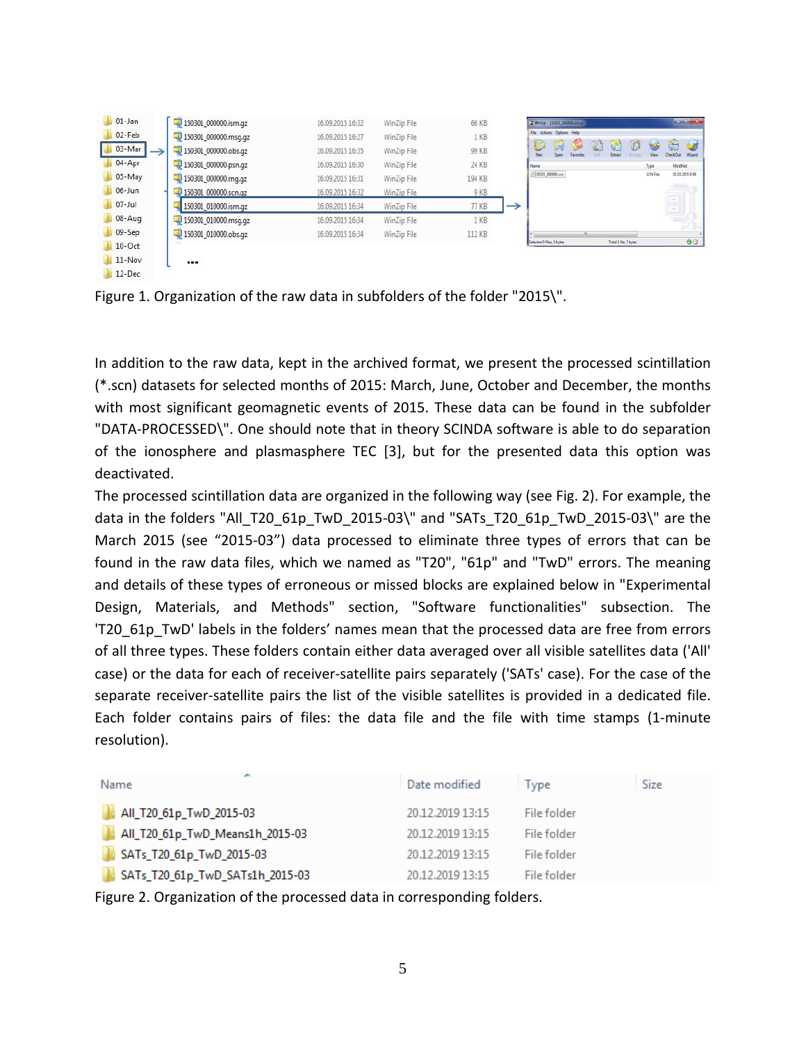Figure 1. Organization of the raw data in subfolders of the folder "2015\".

In addition to the raw data, kept in the archived format, we present the processed scintillation (*.scn) datasets for selected months of 2015: March, June, October and December, the months with most significant geomagnetic events of 2015. These data can be found in the subfolder "DATA-PROCESSED\". One should note that in theory SCINDA software is able to do separation of the ionosphere and plasmasphere TEC [3], but for the presented data this option was deactivated.

The processed scintillation data are organized in the following way (see Fig. 2). For example, the data in the folders "All_T20_61p_TwD_2015-03\" and "SATs_T20_61p_TwD_2015-03\" are the March 2015 (see "2015-03") data processed to eliminate three types of errors that can be found in the raw data files, which we named as "T20", "61p" and "TwD" errors. The meaning and details of these types of erroneous or missed blocks are explained below in "Experimental Design, Materials, and Methods" section, "Software functionalities" subsection. The 'T20_61p_TwD' labels in the folders' names mean that the processed data are free from errors of all three types. These folders contain either data averaged over all visible satellites data ('All' case) or the data for each of receiver-satellite pairs separately ('SATs' case). For the case of the separate receiver-satellite pairs the list of the visible satellites is provided in a dedicated file. Each folder contains pairs of files: the data file and the file with time stamps (1-minute resolution).

| Name | Date modified | Type | Size |
|---|---|---|---|
| All_T20_61p_TwD_2015-03 | 20.12.2019 13:15 | File folder | |
| All_T20_61p_TwD_Means1h_2015-03 | 20.12.2019 13:15 | File folder | |
| SATs_T20_61p_TwD_2015-03 | 20.12.2019 13:15 | File folder | |
| SATs_T20_61p_TwD_SATs1h_2015-03 | 20.12.2019 13:15 | File folder | |

Figure 2. Organization of the processed data in corresponding folders.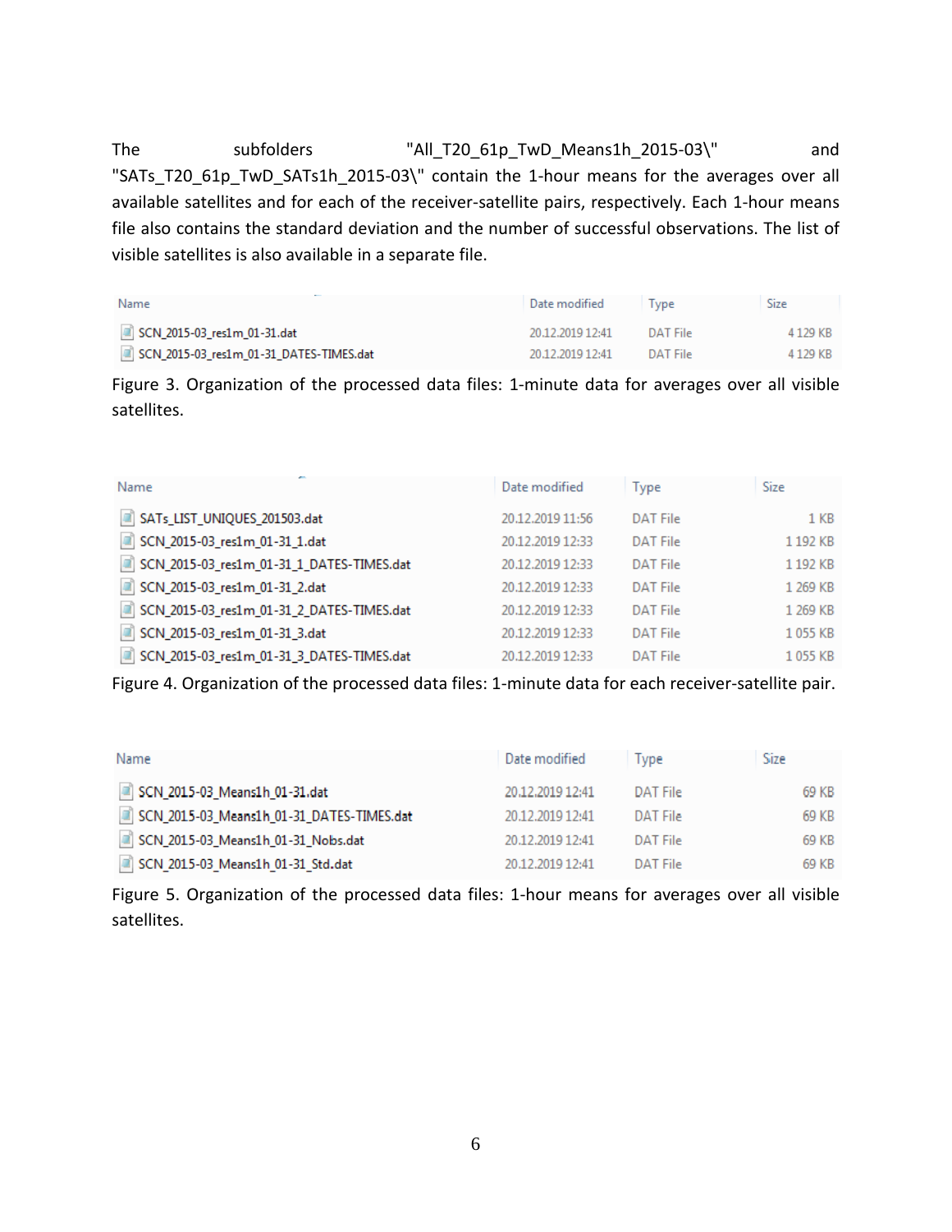The subfolders "All_T20_61p_TwD_Means1h_2015-03\" and "SATs_T20_61p_TwD_SATs1h_2015-03\" contain the 1-hour means for the averages over all available satellites and for each of the receiver-satellite pairs, respectively. Each 1-hour means file also contains the standard deviation and the number of successful observations. The list of visible satellites is also available in a separate file.

| Name | Date modified | Type | Size |
|---|---|---|---|
| SCN_2015-03_res1m_01-31.dat | 20.12.2019 12:41 | DAT File | 4 129 KB |
| SCN_2015-03_res1m_01-31_DATES-TIMES.dat | 20.12.2019 12:41 | DAT File | 4 129 KB |

Figure 3. Organization of the processed data files: 1-minute data for averages over all visible satellites.

| Name | Date modified | Type | Size |
|---|---|---|---|
| SATs_LIST_UNIQUES_201503.dat | 20.12.2019 11:56 | DAT File | 1 KB |
| SCN_2015-03_res1m_01-31_1.dat | 20.12.2019 12:33 | DAT File | 1 192 KB |
| SCN_2015-03_res1m_01-31_1_DATES-TIMES.dat | 20.12.2019 12:33 | DAT File | 1 192 KB |
| SCN_2015-03_res1m_01-31_2.dat | 20.12.2019 12:33 | DAT File | 1 269 KB |
| SCN_2015-03_res1m_01-31_2_DATES-TIMES.dat | 20.12.2019 12:33 | DAT File | 1 269 KB |
| SCN_2015-03_res1m_01-31_3.dat | 20.12.2019 12:33 | DAT File | 1 055 KB |
| SCN_2015-03_res1m_01-31_3_DATES-TIMES.dat | 20.12.2019 12:33 | DAT File | 1 055 KB |

Figure 4. Organization of the processed data files: 1-minute data for each receiver-satellite pair.

| Name | Date modified | Type | Size |
|---|---|---|---|
| SCN_2015-03_Means1h_01-31.dat | 20.12.2019 12:41 | DAT File | 69 KB |
| SCN_2015-03_Means1h_01-31_DATES-TIMES.dat | 20.12.2019 12:41 | DAT File | 69 KB |
| SCN_2015-03_Means1h_01-31_Nobs.dat | 20.12.2019 12:41 | DAT File | 69 KB |
| SCN_2015-03_Means1h_01-31_Std.dat | 20.12.2019 12:41 | DAT File | 69 KB |

Figure 5. Organization of the processed data files: 1-hour means for averages over all visible satellites.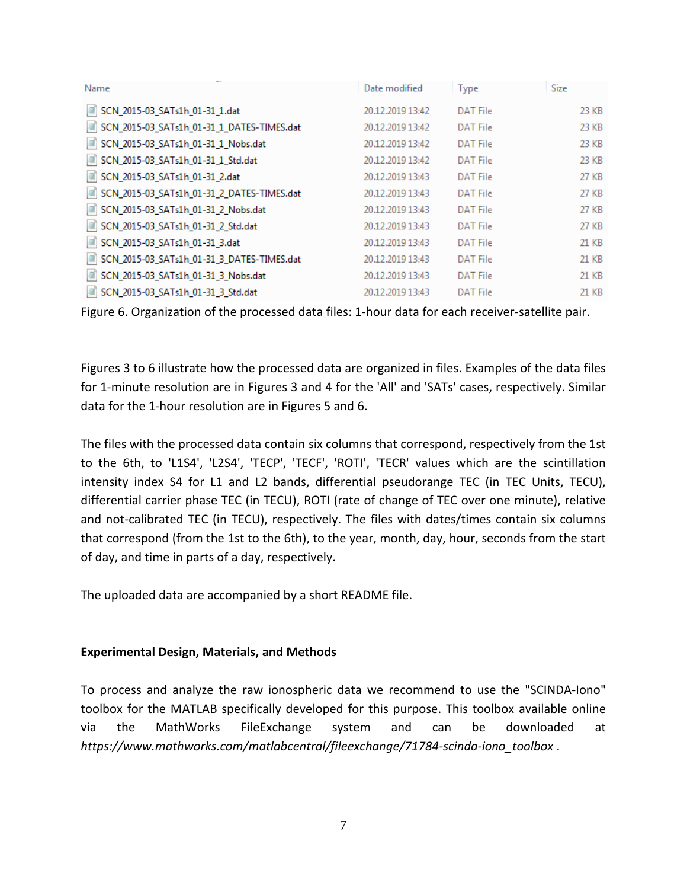| Name | Date modified | Type | Size |
| --- | --- | --- | --- |
| SCN_2015-03_SATs1h_01-31_1.dat | 20.12.2019 13:42 | DAT File | 23 KB |
| SCN_2015-03_SATs1h_01-31_1_DATES-TIMES.dat | 20.12.2019 13:42 | DAT File | 23 KB |
| SCN_2015-03_SATs1h_01-31_1_Nobs.dat | 20.12.2019 13:42 | DAT File | 23 KB |
| SCN_2015-03_SATs1h_01-31_1_Std.dat | 20.12.2019 13:42 | DAT File | 23 KB |
| SCN_2015-03_SATs1h_01-31_2.dat | 20.12.2019 13:43 | DAT File | 27 KB |
| SCN_2015-03_SATs1h_01-31_2_DATES-TIMES.dat | 20.12.2019 13:43 | DAT File | 27 KB |
| SCN_2015-03_SATs1h_01-31_2_Nobs.dat | 20.12.2019 13:43 | DAT File | 27 KB |
| SCN_2015-03_SATs1h_01-31_2_Std.dat | 20.12.2019 13:43 | DAT File | 27 KB |
| SCN_2015-03_SATs1h_01-31_3.dat | 20.12.2019 13:43 | DAT File | 21 KB |
| SCN_2015-03_SATs1h_01-31_3_DATES-TIMES.dat | 20.12.2019 13:43 | DAT File | 21 KB |
| SCN_2015-03_SATs1h_01-31_3_Nobs.dat | 20.12.2019 13:43 | DAT File | 21 KB |
| SCN_2015-03_SATs1h_01-31_3_Std.dat | 20.12.2019 13:43 | DAT File | 21 KB |

Figure 6. Organization of the processed data files: 1-hour data for each receiver-satellite pair.

Figures 3 to 6 illustrate how the processed data are organized in files. Examples of the data files for 1-minute resolution are in Figures 3 and 4 for the 'All' and 'SATs' cases, respectively. Similar data for the 1-hour resolution are in Figures 5 and 6.

The files with the processed data contain six columns that correspond, respectively from the 1st to the 6th, to 'L1S4', 'L2S4', 'TECP', 'TECF', 'ROTI', 'TECR' values which are the scintillation intensity index S4 for L1 and L2 bands, differential pseudorange TEC (in TEC Units, TECU), differential carrier phase TEC (in TECU), ROTI (rate of change of TEC over one minute), relative and not-calibrated TEC (in TECU), respectively. The files with dates/times contain six columns that correspond (from the 1st to the 6th), to the year, month, day, hour, seconds from the start of day, and time in parts of a day, respectively.

The uploaded data are accompanied by a short README file.

## Experimental Design, Materials, and Methods

To process and analyze the raw ionospheric data we recommend to use the "SCINDA-Iono" toolbox for the MATLAB specifically developed for this purpose. This toolbox available online via the MathWorks FileExchange system and can be downloaded at *https://www.mathworks.com/matlabcentral/fileexchange/71784-scinda-iono_toolbox* .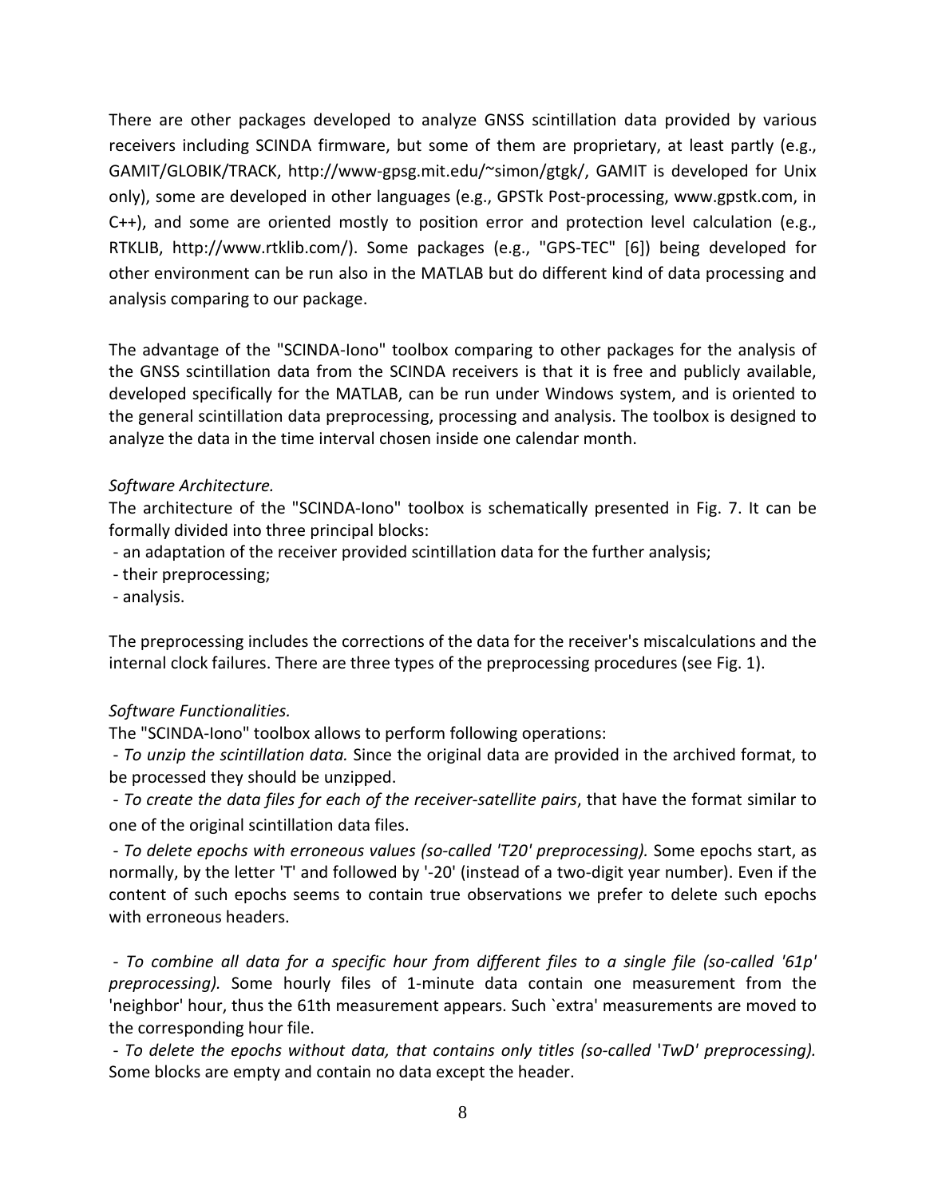There are other packages developed to analyze GNSS scintillation data provided by various receivers including SCINDA firmware, but some of them are proprietary, at least partly (e.g., GAMIT/GLOBIK/TRACK, http://www-gpsg.mit.edu/~simon/gtgk/, GAMIT is developed for Unix only), some are developed in other languages (e.g., GPSTk Post-processing, www.gpstk.com, in C++), and some are oriented mostly to position error and protection level calculation (e.g., RTKLIB, http://www.rtklib.com/). Some packages (e.g., "GPS-TEC" [6]) being developed for other environment can be run also in the MATLAB but do different kind of data processing and analysis comparing to our package.

The advantage of the "SCINDA-Iono" toolbox comparing to other packages for the analysis of the GNSS scintillation data from the SCINDA receivers is that it is free and publicly available, developed specifically for the MATLAB, can be run under Windows system, and is oriented to the general scintillation data preprocessing, processing and analysis. The toolbox is designed to analyze the data in the time interval chosen inside one calendar month.

*Software Architecture.*

The architecture of the "SCINDA-Iono" toolbox is schematically presented in Fig. 7. It can be formally divided into three principal blocks:

- an adaptation of the receiver provided scintillation data for the further analysis;
- their preprocessing;
- analysis.

The preprocessing includes the corrections of the data for the receiver's miscalculations and the internal clock failures. There are three types of the preprocessing procedures (see Fig. 1).

*Software Functionalities.*

The "SCINDA-Iono" toolbox allows to perform following operations:

- *To unzip the scintillation data.* Since the original data are provided in the archived format, to be processed they should be unzipped.
- *To create the data files for each of the receiver-satellite pairs*, that have the format similar to one of the original scintillation data files.
- *To delete epochs with erroneous values (so-called 'T20' preprocessing).* Some epochs start, as normally, by the letter 'T' and followed by '-20' (instead of a two-digit year number). Even if the content of such epochs seems to contain true observations we prefer to delete such epochs with erroneous headers.

- *To combine all data for a specific hour from different files to a single file (so-called '61p' preprocessing).* Some hourly files of 1-minute data contain one measurement from the 'neighbor' hour, thus the 61th measurement appears. Such `extra' measurements are moved to the corresponding hour file.
- *To delete the epochs without data, that contains only titles (so-called 'TwD' preprocessing).* Some blocks are empty and contain no data except the header.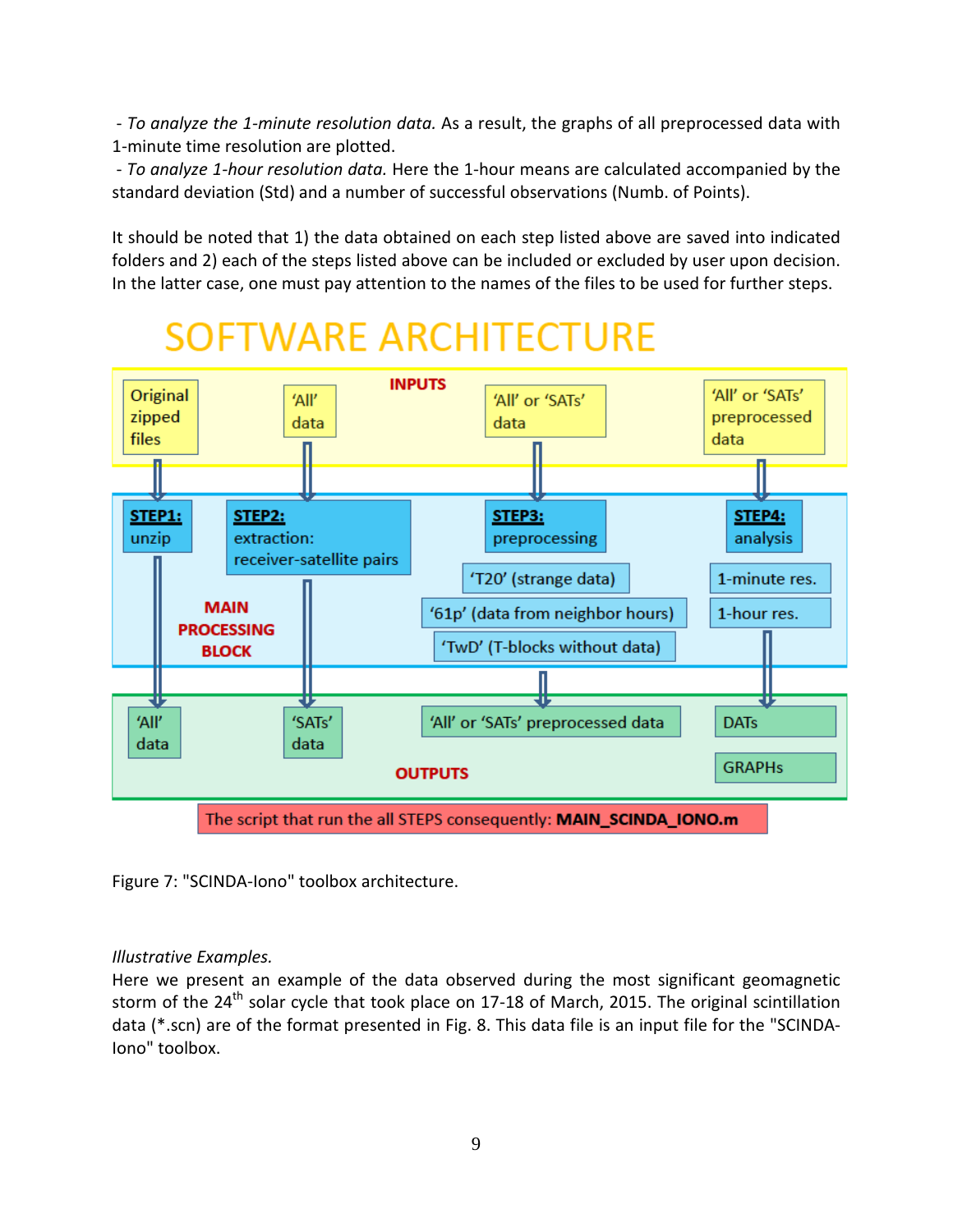- *To analyze the 1-minute resolution data.* As a result, the graphs of all preprocessed data with 1-minute time resolution are plotted.
- *To analyze 1-hour resolution data.* Here the 1-hour means are calculated accompanied by the standard deviation (Std) and a number of successful observations (Numb. of Points).

It should be noted that 1) the data obtained on each step listed above are saved into indicated folders and 2) each of the steps listed above can be included or excluded by user upon decision. In the latter case, one must pay attention to the names of the files to be used for further steps.

## SOFTWARE ARCHITECTURE

**INPUTS**

- Original zipped files
- 'All' data
- 'All' or 'SATs' data
- 'All' or 'SATs' preprocessed data

**MAIN PROCESSING BLOCK**

- **STEP1:** unzip
- **STEP2:** extraction: receiver-satellite pairs
- **STEP3:** preprocessing
  - 'T20' (strange data)
  - '61p' (data from neighbor hours)
  - 'TwD' (T-blocks without data)
- **STEP4:** analysis
  - 1-minute res.
  - 1-hour res.

**OUTPUTS**

- 'All' data
- 'SATs' data
- 'All' or 'SATs' preprocessed data
- DATs
- GRAPHs

The script that run the all STEPS consequently: **MAIN_SCINDA_IONO.m**

Figure 7: "SCINDA-Iono" toolbox architecture.

*Illustrative Examples.*

Here we present an example of the data observed during the most significant geomagnetic storm of the 24th solar cycle that took place on 17-18 of March, 2015. The original scintillation data (*.scn) are of the format presented in Fig. 8. This data file is an input file for the "SCINDA-Iono" toolbox.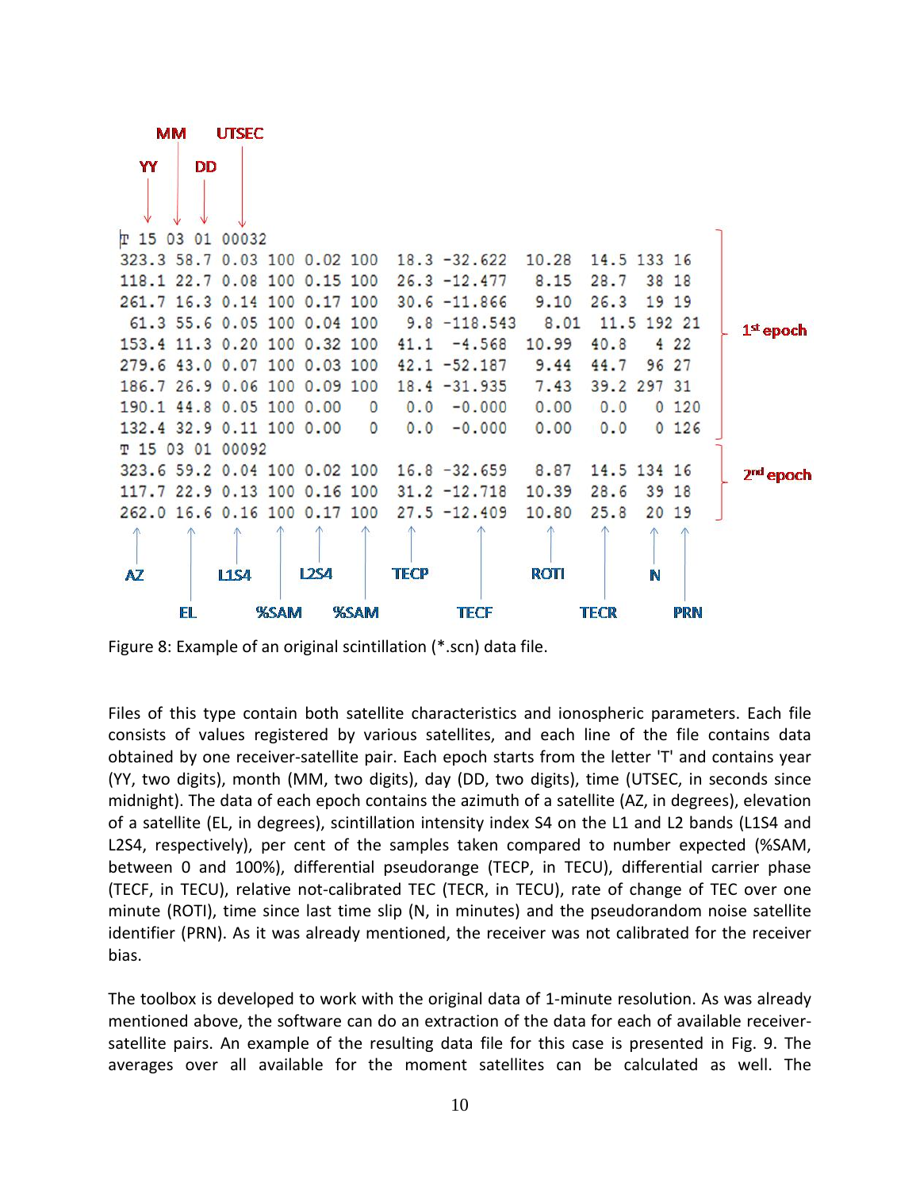```
T 15 03 01 00032
323.3 58.7 0.03 100 0.02 100  18.3 -32.622  10.28  14.5 133 16
118.1 22.7 0.08 100 0.15 100  26.3 -12.477   8.15  28.7  38 18
261.7 16.3 0.14 100 0.17 100  30.6 -11.866   9.10  26.3  19 19
 61.3 55.6 0.05 100 0.04 100   9.8 -118.543   8.01  11.5 192 21
153.4 11.3 0.20 100 0.32 100  41.1  -4.568  10.99  40.8   4 22
279.6 43.0 0.07 100 0.03 100  42.1 -52.187   9.44  44.7  96 27
186.7 26.9 0.06 100 0.09 100  18.4 -31.935   7.43  39.2 297 31
190.1 44.8 0.05 100 0.00   0   0.0  -0.000   0.00   0.0   0 120
132.4 32.9 0.11 100 0.00   0   0.0  -0.000   0.00   0.0   0 126
T 15 03 01 00092
323.6 59.2 0.04 100 0.02 100  16.8 -32.659   8.87  14.5 134 16
117.7 22.9 0.13 100 0.16 100  31.2 -12.718  10.39  28.6  39 18
262.0 16.6 0.16 100 0.17 100  27.5 -12.409  10.80  25.8  20 19
```

(Labels: YY, MM, DD, UTSEC on the epoch line; columns AZ, EL, L1S4, %SAM, L2S4, %SAM, TECP, TECF, ROTI, TECR, N, PRN; 1st epoch, 2nd epoch)

Figure 8: Example of an original scintillation (*.scn) data file.

Files of this type contain both satellite characteristics and ionospheric parameters. Each file consists of values registered by various satellites, and each line of the file contains data obtained by one receiver-satellite pair. Each epoch starts from the letter 'T' and contains year (YY, two digits), month (MM, two digits), day (DD, two digits), time (UTSEC, in seconds since midnight). The data of each epoch contains the azimuth of a satellite (AZ, in degrees), elevation of a satellite (EL, in degrees), scintillation intensity index S4 on the L1 and L2 bands (L1S4 and L2S4, respectively), per cent of the samples taken compared to number expected (%SAM, between 0 and 100%), differential pseudorange (TECP, in TECU), differential carrier phase (TECF, in TECU), relative not-calibrated TEC (TECR, in TECU), rate of change of TEC over one minute (ROTI), time since last time slip (N, in minutes) and the pseudorandom noise satellite identifier (PRN). As it was already mentioned, the receiver was not calibrated for the receiver bias.

The toolbox is developed to work with the original data of 1-minute resolution. As was already mentioned above, the software can do an extraction of the data for each of available receiver-satellite pairs. An example of the resulting data file for this case is presented in Fig. 9. The averages over all available for the moment satellites can be calculated as well. The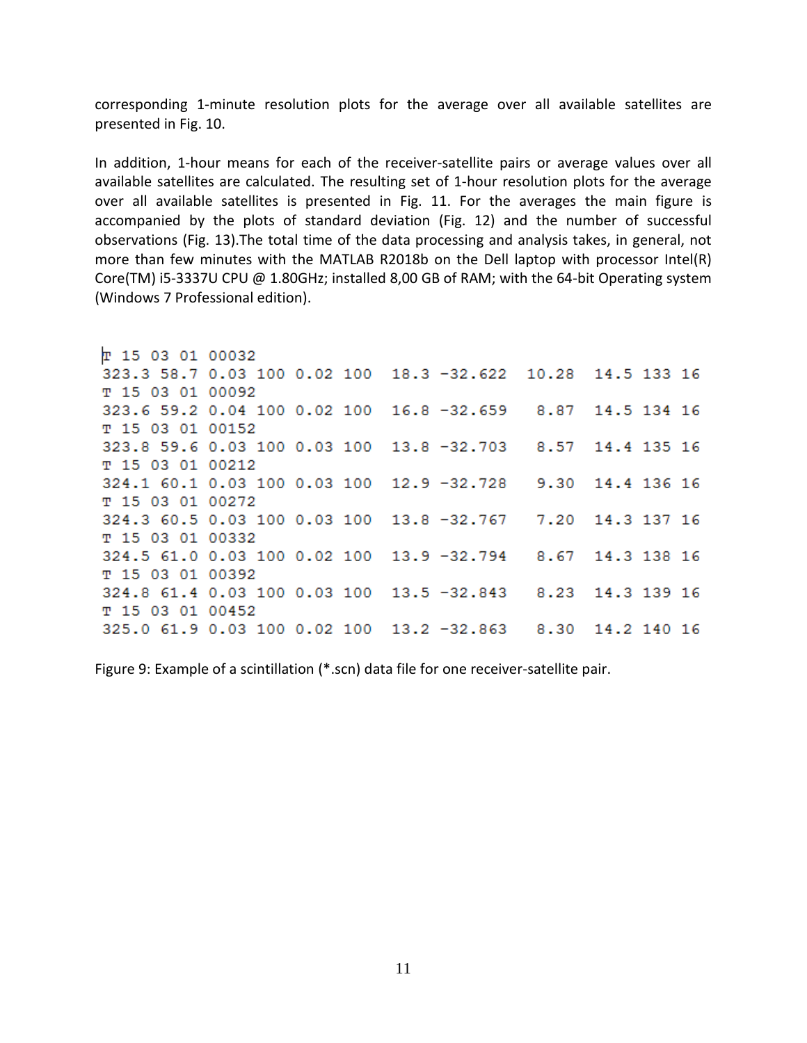corresponding 1-minute resolution plots for the average over all available satellites are presented in Fig. 10.

In addition, 1-hour means for each of the receiver-satellite pairs or average values over all available satellites are calculated. The resulting set of 1-hour resolution plots for the average over all available satellites is presented in Fig. 11. For the averages the main figure is accompanied by the plots of standard deviation (Fig. 12) and the number of successful observations (Fig. 13).The total time of the data processing and analysis takes, in general, not more than few minutes with the MATLAB R2018b on the Dell laptop with processor Intel(R) Core(TM) i5-3337U CPU @ 1.80GHz; installed 8,00 GB of RAM; with the 64-bit Operating system (Windows 7 Professional edition).

```
T 15 03 01 00032
323.3 58.7 0.03 100 0.02 100  18.3 -32.622  10.28  14.5 133 16
T 15 03 01 00092
323.6 59.2 0.04 100 0.02 100  16.8 -32.659   8.87  14.5 134 16
T 15 03 01 00152
323.8 59.6 0.03 100 0.03 100  13.8 -32.703   8.57  14.4 135 16
T 15 03 01 00212
324.1 60.1 0.03 100 0.03 100  12.9 -32.728   9.30  14.4 136 16
T 15 03 01 00272
324.3 60.5 0.03 100 0.03 100  13.8 -32.767   7.20  14.3 137 16
T 15 03 01 00332
324.5 61.0 0.03 100 0.02 100  13.9 -32.794   8.67  14.3 138 16
T 15 03 01 00392
324.8 61.4 0.03 100 0.03 100  13.5 -32.843   8.23  14.3 139 16
T 15 03 01 00452
325.0 61.9 0.03 100 0.02 100  13.2 -32.863   8.30  14.2 140 16
```

Figure 9: Example of a scintillation (*.scn) data file for one receiver-satellite pair.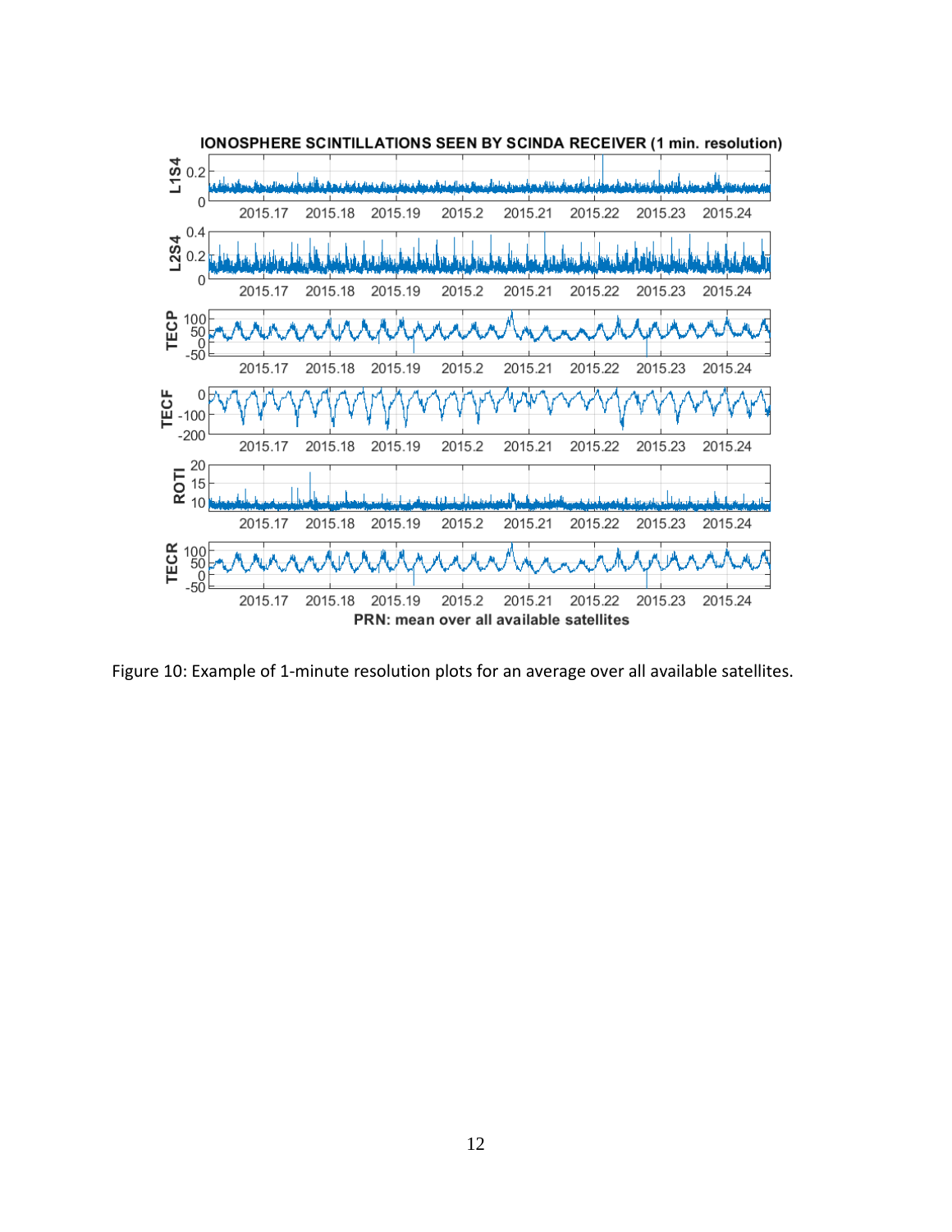Figure 10: Example of 1-minute resolution plots for an average over all available satellites.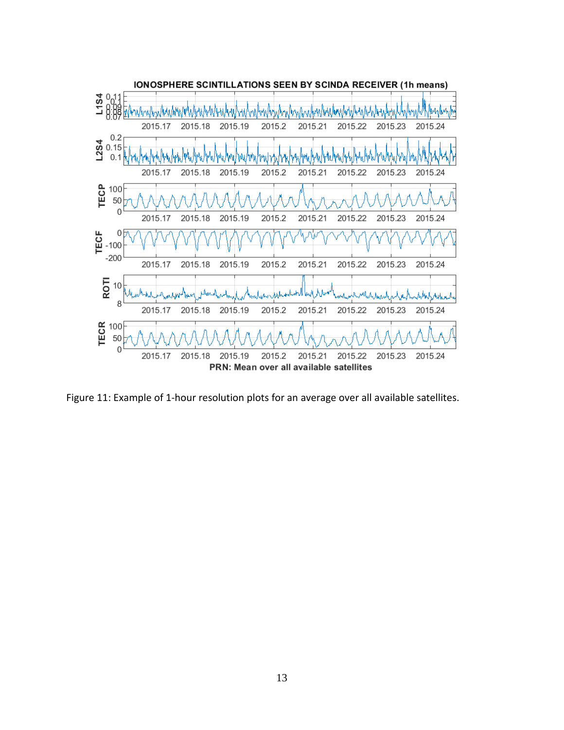Figure 11: Example of 1-hour resolution plots for an average over all available satellites.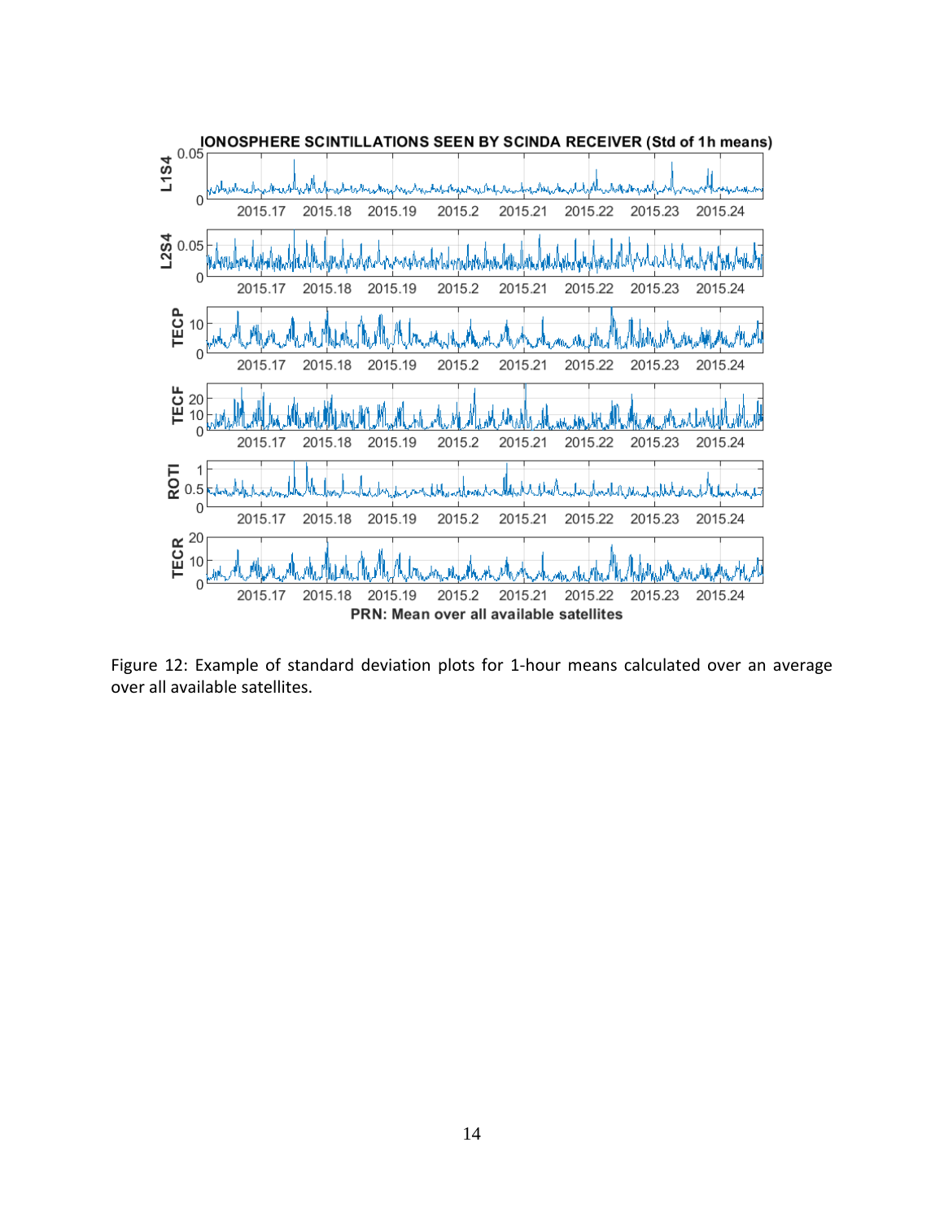Figure 12: Example of standard deviation plots for 1-hour means calculated over an average over all available satellites.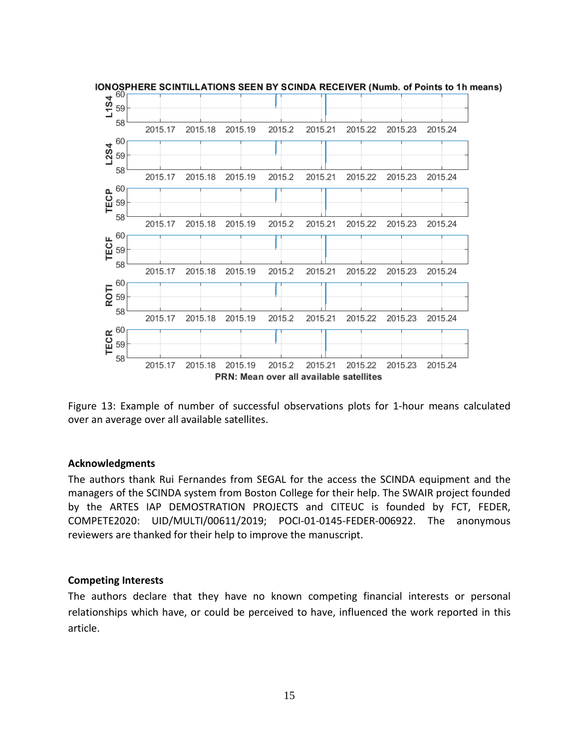Figure 13: Example of number of successful observations plots for 1-hour means calculated over an average over all available satellites.

**Acknowledgments**

The authors thank Rui Fernandes from SEGAL for the access the SCINDA equipment and the managers of the SCINDA system from Boston College for their help. The SWAIR project founded by the ARTES IAP DEMOSTRATION PROJECTS and CITEUC is founded by FCT, FEDER, COMPETE2020: UID/MULTI/00611/2019; POCI-01-0145-FEDER-006922. The anonymous reviewers are thanked for their help to improve the manuscript.

**Competing Interests**

The authors declare that they have no known competing financial interests or personal relationships which have, or could be perceived to have, influenced the work reported in this article.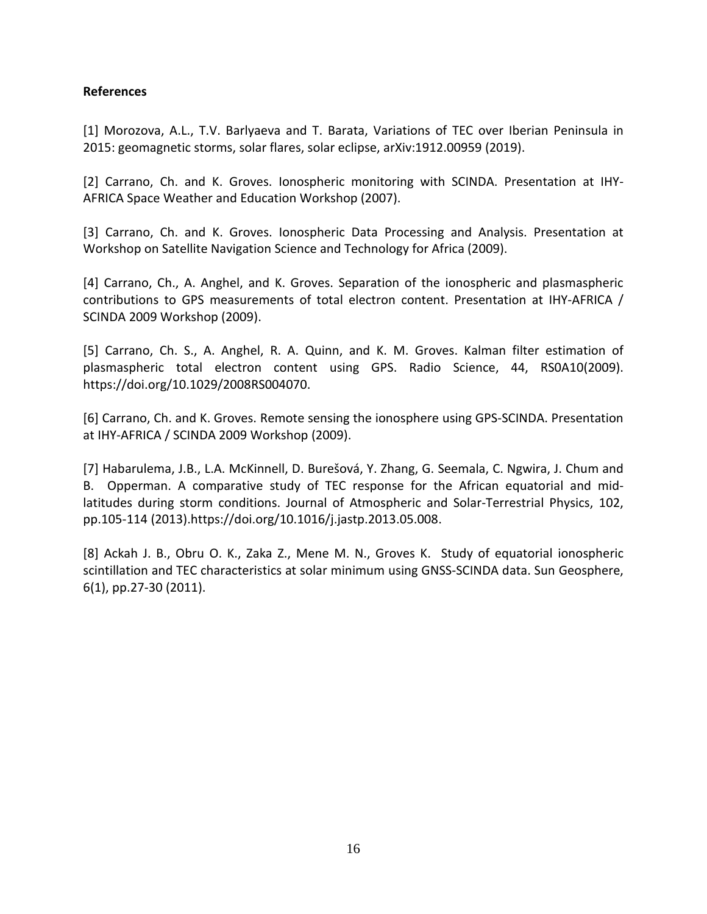**References**

[1] Morozova, A.L., T.V. Barlyaeva and T. Barata, Variations of TEC over Iberian Peninsula in 2015: geomagnetic storms, solar flares, solar eclipse, arXiv:1912.00959 (2019).

[2] Carrano, Ch. and K. Groves. Ionospheric monitoring with SCINDA. Presentation at IHY-AFRICA Space Weather and Education Workshop (2007).

[3] Carrano, Ch. and K. Groves. Ionospheric Data Processing and Analysis. Presentation at Workshop on Satellite Navigation Science and Technology for Africa (2009).

[4] Carrano, Ch., A. Anghel, and K. Groves. Separation of the ionospheric and plasmaspheric contributions to GPS measurements of total electron content. Presentation at IHY-AFRICA / SCINDA 2009 Workshop (2009).

[5] Carrano, Ch. S., A. Anghel, R. A. Quinn, and K. M. Groves. Kalman filter estimation of plasmaspheric total electron content using GPS. Radio Science, 44, RS0A10(2009). https://doi.org/10.1029/2008RS004070.

[6] Carrano, Ch. and K. Groves. Remote sensing the ionosphere using GPS-SCINDA. Presentation at IHY-AFRICA / SCINDA 2009 Workshop (2009).

[7] Habarulema, J.B., L.A. McKinnell, D. Burešová, Y. Zhang, G. Seemala, C. Ngwira, J. Chum and B. Opperman. A comparative study of TEC response for the African equatorial and mid-latitudes during storm conditions. Journal of Atmospheric and Solar-Terrestrial Physics, 102, pp.105-114 (2013).https://doi.org/10.1016/j.jastp.2013.05.008.

[8] Ackah J. B., Obru O. K., Zaka Z., Mene M. N., Groves K. Study of equatorial ionospheric scintillation and TEC characteristics at solar minimum using GNSS-SCINDA data. Sun Geosphere, 6(1), pp.27-30 (2011).